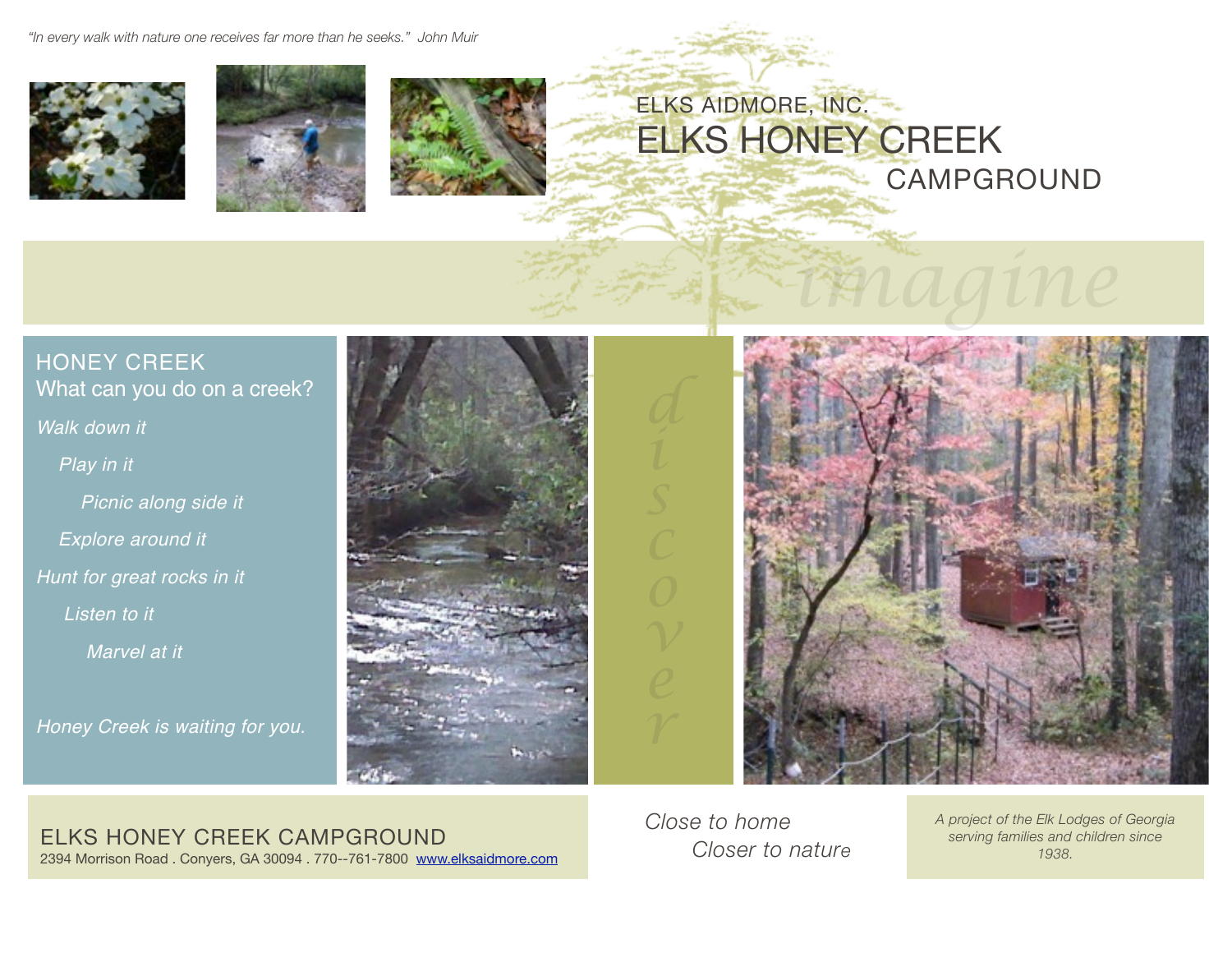*"In every walk with nature one receives far more than he seeks." John Muir*

ELKS AIDMORE, INC.

# ELKS HONEY CREEK CAMPGROUND

*imagine*

## HONEY CREEK

What can you do on a creek?

*Walk down it*

*Play in it*

*Picnic along side it*

*Explore around it*

*Hunt for great rocks in it*

*Listen to it*

*Marvel at it*

*Honey Creek is waiting for you.*

*discover*

ELKS HONEY CREEK CAMPGROUND

2394 Morrison Road . Conyers, GA 30094 . 770--761-7800 www.elksaidmore.com

*Close to home*

*Closer to nature*

*A project of the Elk Lodges of Georgia serving families and children since 1938.*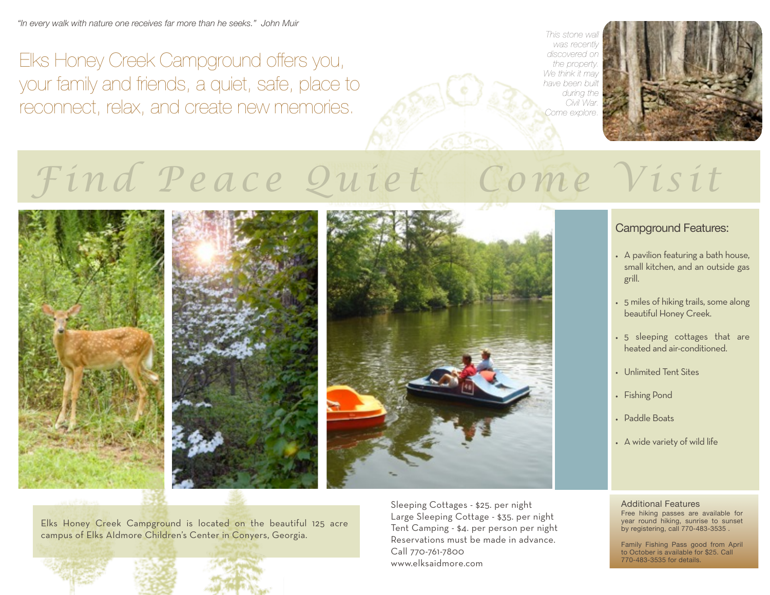*"In every walk with nature one receives far more than he seeks." John Muir*

# Elks Honey Creek Campground offers you, your family and friends, a quiet, safe, place to reconnect, relax, and create new memories.

*This stone wall was recently discovered on the property. We think it may have been built during the Civil War. Come explore.*

## *Find Peace Quiet Come Visit*

### Campground Features:

- A pavilion featuring a bath house, small kitchen, and an outside gas grill.
- 5 miles of hiking trails, some along beautiful Honey Creek.
- 5 sleeping cottages that are heated and air-conditioned.
- Unlimited Tent Sites
- Fishing Pond
- Paddle Boats
- A wide variety of wild life

Elks Honey Creek Campground is located on the beautiful 125 acre campus of Elks Aldmore Children's Center in Conyers, Georgia.

Sleeping Cottages - $25. per night
Large Sleeping Cottage - $35. per night
Tent Camping - $4. per person per night
Reservations must be made in advance.
Call 770-761-7800
www.elksaidmore.com

### Additional Features

Free hiking passes are available for year round hiking, sunrise to sunset by registering, call 770-483-3535 .

Family Fishing Pass good from April to October is available for $25. Call 770-483-3535 for details.